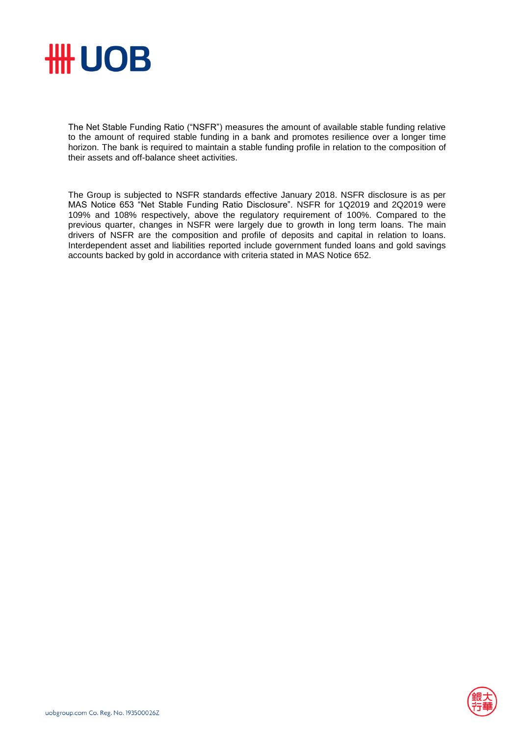The Net Stable Funding Ratio ("NSFR") measures the amount of available stable funding relative to the amount of required stable funding in a bank and promotes resilience over a longer time horizon. The bank is required to maintain a stable funding profile in relation to the composition of their assets and off-balance sheet activities.

The Group is subjected to NSFR standards effective January 2018. NSFR disclosure is as per MAS Notice 653 "Net Stable Funding Ratio Disclosure". NSFR for 1Q2019 and 2Q2019 were 109% and 108% respectively, above the regulatory requirement of 100%. Compared to the previous quarter, changes in NSFR were largely due to growth in long term loans. The main drivers of NSFR are the composition and profile of deposits and capital in relation to loans. Interdependent asset and liabilities reported include government funded loans and gold savings accounts backed by gold in accordance with criteria stated in MAS Notice 652.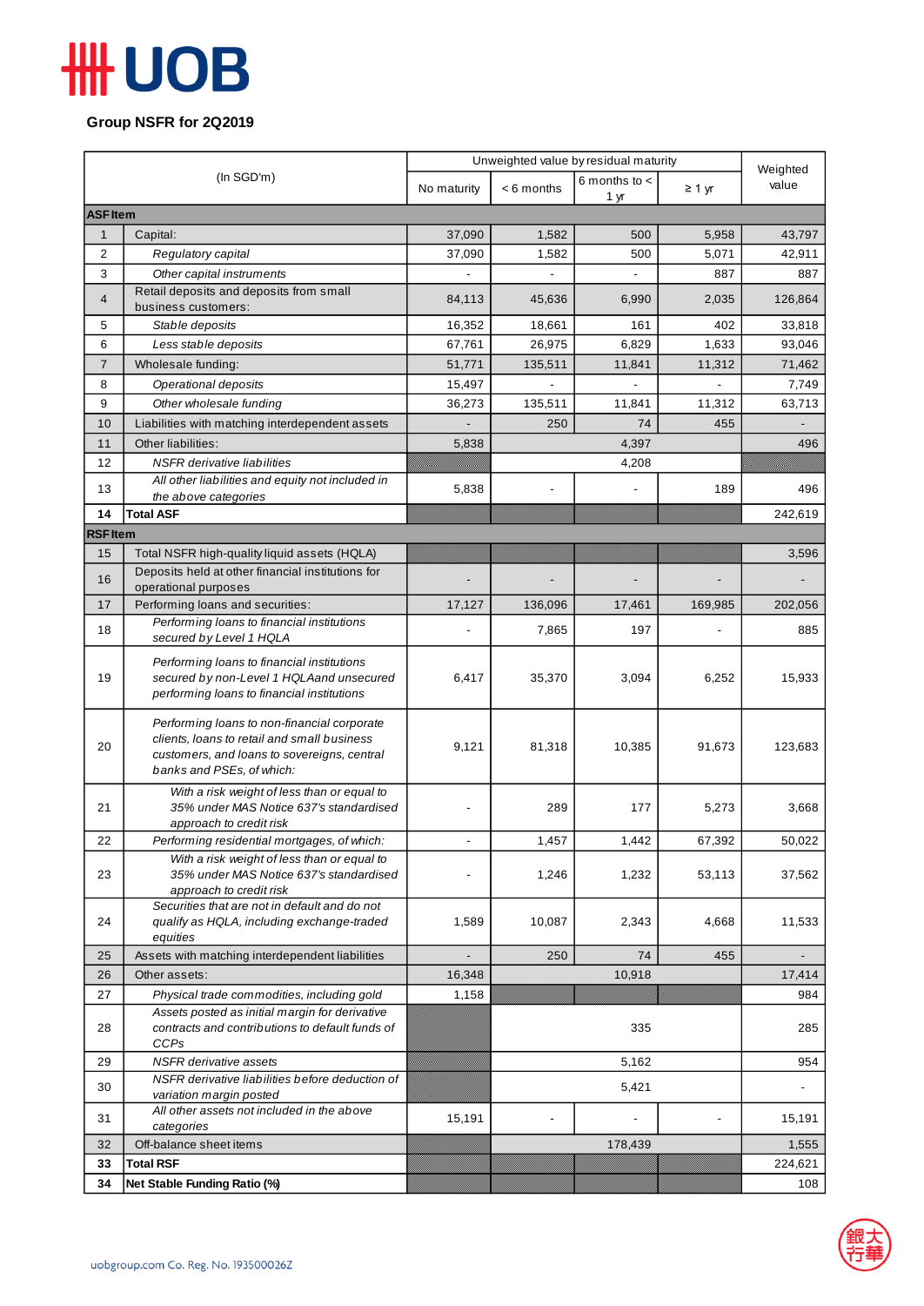# UOB

**Group NSFR for 2Q2019**

| | (In SGD'm) | Unweighted value by residual maturity | | | | Weighted value |
|---|---|---|---|---|---|---|
| | | No maturity | < 6 months | 6 months to < 1 yr | ≥ 1 yr | |
| **ASF Item** | | | | | | |
| 1 | Capital: | 37,090 | 1,582 | 500 | 5,958 | 43,797 |
| 2 | *Regulatory capital* | 37,090 | 1,582 | 500 | 5,071 | 42,911 |
| 3 | *Other capital instruments* | - | - | - | 887 | 887 |
| 4 | Retail deposits and deposits from small business customers: | 84,113 | 45,636 | 6,990 | 2,035 | 126,864 |
| 5 | *Stable deposits* | 16,352 | 18,661 | 161 | 402 | 33,818 |
| 6 | *Less stable deposits* | 67,761 | 26,975 | 6,829 | 1,633 | 93,046 |
| 7 | Wholesale funding: | 51,771 | 135,511 | 11,841 | 11,312 | 71,462 |
| 8 | *Operational deposits* | 15,497 | - | - | - | 7,749 |
| 9 | *Other wholesale funding* | 36,273 | 135,511 | 11,841 | 11,312 | 63,713 |
| 10 | Liabilities with matching interdependent assets | - | 250 | 74 | 455 | - |
| 11 | Other liabilities: | 5,838 | 4,397 | | | 496 |
| 12 | *NSFR derivative liabilities* | | 4,208 | | | |
| 13 | *All other liabilities and equity not included in the above categories* | 5,838 | - | - | 189 | 496 |
| **14** | **Total ASF** | | | | | 242,619 |
| **RSF Item** | | | | | | |
| 15 | Total NSFR high-quality liquid assets (HQLA) | | | | | 3,596 |
| 16 | Deposits held at other financial institutions for operational purposes | - | - | - | - | - |
| 17 | Performing loans and securities: | 17,127 | 136,096 | 17,461 | 169,985 | 202,056 |
| 18 | *Performing loans to financial institutions secured by Level 1 HQLA* | - | 7,865 | 197 | - | 885 |
| 19 | *Performing loans to financial institutions secured by non-Level 1 HQLA and unsecured performing loans to financial institutions* | 6,417 | 35,370 | 3,094 | 6,252 | 15,933 |
| 20 | *Performing loans to non-financial corporate clients, loans to retail and small business customers, and loans to sovereigns, central banks and PSEs, of which:* | 9,121 | 81,318 | 10,385 | 91,673 | 123,683 |
| 21 | *With a risk weight of less than or equal to 35% under MAS Notice 637's standardised approach to credit risk* | - | 289 | 177 | 5,273 | 3,668 |
| 22 | *Performing residential mortgages, of which:* | - | 1,457 | 1,442 | 67,392 | 50,022 |
| 23 | *With a risk weight of less than or equal to 35% under MAS Notice 637's standardised approach to credit risk* | - | 1,246 | 1,232 | 53,113 | 37,562 |
| 24 | *Securities that are not in default and do not qualify as HQLA, including exchange-traded equities* | 1,589 | 10,087 | 2,343 | 4,668 | 11,533 |
| 25 | Assets with matching interdependent liabilities | - | 250 | 74 | 455 | - |
| 26 | Other assets: | 16,348 | 10,918 | | | 17,414 |
| 27 | *Physical trade commodities, including gold* | 1,158 | | | | 984 |
| 28 | *Assets posted as initial margin for derivative contracts and contributions to default funds of CCPs* | | 335 | | | 285 |
| 29 | *NSFR derivative assets* | | 5,162 | | | 954 |
| 30 | *NSFR derivative liabilities before deduction of variation margin posted* | | 5,421 | | | - |
| 31 | *All other assets not included in the above categories* | 15,191 | - | - | - | 15,191 |
| 32 | Off-balance sheet items | | 178,439 | | | 1,555 |
| **33** | **Total RSF** | | | | | 224,621 |
| **34** | **Net Stable Funding Ratio (%)** | | | | | 108 |

uobgroup.com Co. Reg. No. 193500026Z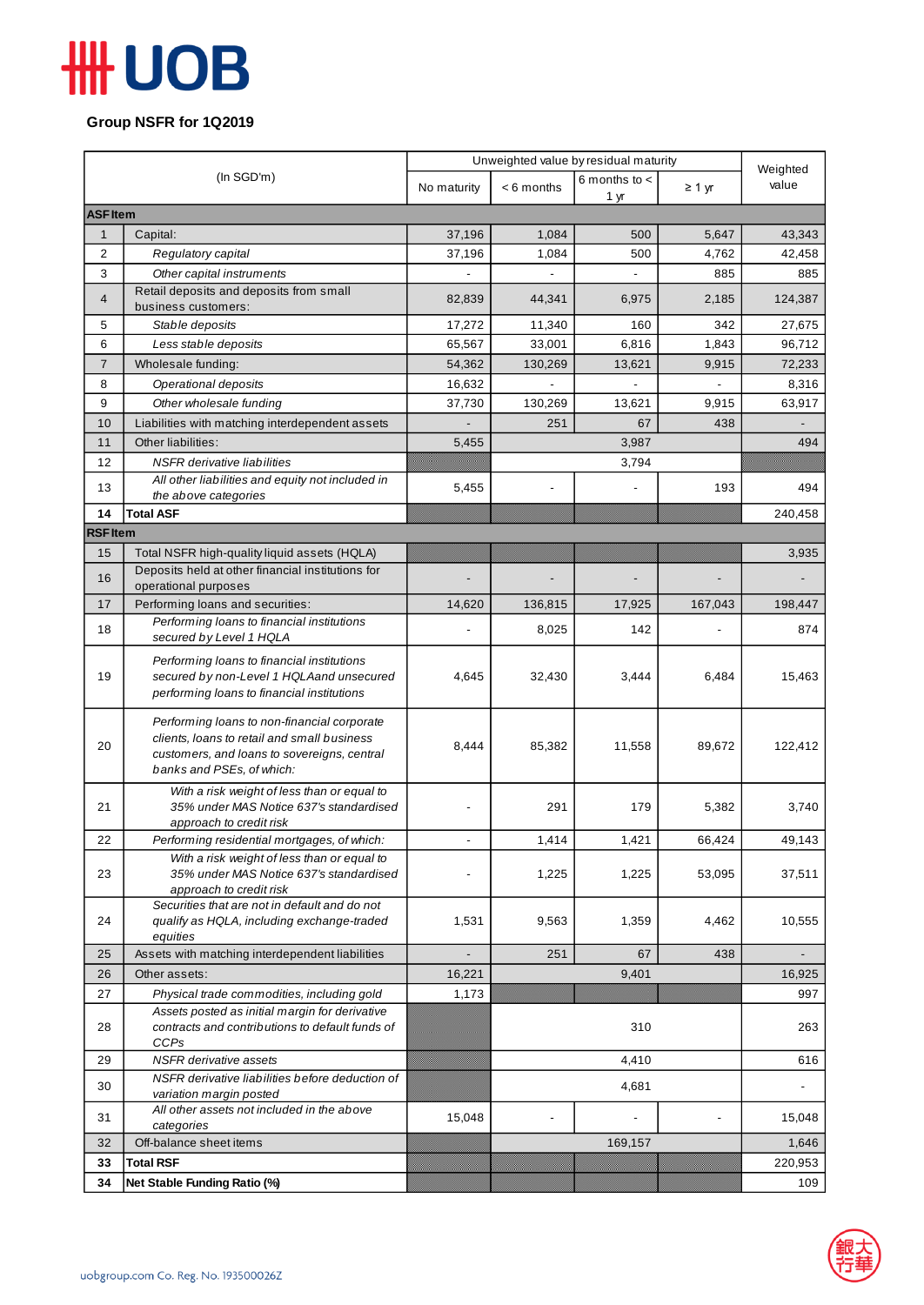# UOB

**Group NSFR for 1Q2019**

| | (In SGD'm) | Unweighted value by residual maturity | | | | Weighted value |
|---|---|---|---|---|---|---|
| | | No maturity | < 6 months | 6 months to < 1 yr | ≥ 1 yr | |
| **ASF Item** | | | | | | |
| 1 | Capital: | 37,196 | 1,084 | 500 | 5,647 | 43,343 |
| 2 | *Regulatory capital* | 37,196 | 1,084 | 500 | 4,762 | 42,458 |
| 3 | *Other capital instruments* | - | - | - | 885 | 885 |
| 4 | Retail deposits and deposits from small business customers: | 82,839 | 44,341 | 6,975 | 2,185 | 124,387 |
| 5 | *Stable deposits* | 17,272 | 11,340 | 160 | 342 | 27,675 |
| 6 | *Less stable deposits* | 65,567 | 33,001 | 6,816 | 1,843 | 96,712 |
| 7 | Wholesale funding: | 54,362 | 130,269 | 13,621 | 9,915 | 72,233 |
| 8 | *Operational deposits* | 16,632 | - | - | - | 8,316 |
| 9 | *Other wholesale funding* | 37,730 | 130,269 | 13,621 | 9,915 | 63,917 |
| 10 | Liabilities with matching interdependent assets | - | 251 | 67 | 438 | - |
| 11 | Other liabilities: | 5,455 | 3,987 | | | 494 |
| 12 | *NSFR derivative liabilities* | | 3,794 | | | |
| 13 | *All other liabilities and equity not included in the above categories* | 5,455 | - | - | 193 | 494 |
| **14** | **Total ASF** | | | | | 240,458 |
| **RSF Item** | | | | | | |
| 15 | Total NSFR high-quality liquid assets (HQLA) | | | | | 3,935 |
| 16 | Deposits held at other financial institutions for operational purposes | - | - | - | - | - |
| 17 | Performing loans and securities: | 14,620 | 136,815 | 17,925 | 167,043 | 198,447 |
| 18 | *Performing loans to financial institutions secured by Level 1 HQLA* | - | 8,025 | 142 | - | 874 |
| 19 | *Performing loans to financial institutions secured by non-Level 1 HQLA and unsecured performing loans to financial institutions* | 4,645 | 32,430 | 3,444 | 6,484 | 15,463 |
| 20 | *Performing loans to non-financial corporate clients, loans to retail and small business customers, and loans to sovereigns, central banks and PSEs, of which:* | 8,444 | 85,382 | 11,558 | 89,672 | 122,412 |
| 21 | *With a risk weight of less than or equal to 35% under MAS Notice 637's standardised approach to credit risk* | - | 291 | 179 | 5,382 | 3,740 |
| 22 | *Performing residential mortgages, of which:* | - | 1,414 | 1,421 | 66,424 | 49,143 |
| 23 | *With a risk weight of less than or equal to 35% under MAS Notice 637's standardised approach to credit risk* | - | 1,225 | 1,225 | 53,095 | 37,511 |
| 24 | *Securities that are not in default and do not qualify as HQLA, including exchange-traded equities* | 1,531 | 9,563 | 1,359 | 4,462 | 10,555 |
| 25 | Assets with matching interdependent liabilities | - | 251 | 67 | 438 | - |
| 26 | Other assets: | 16,221 | 9,401 | | | 16,925 |
| 27 | *Physical trade commodities, including gold* | 1,173 | | | | 997 |
| 28 | *Assets posted as initial margin for derivative contracts and contributions to default funds of CCPs* | | 310 | | | 263 |
| 29 | *NSFR derivative assets* | | 4,410 | | | 616 |
| 30 | *NSFR derivative liabilities before deduction of variation margin posted* | | 4,681 | | | - |
| 31 | *All other assets not included in the above categories* | 15,048 | - | - | - | 15,048 |
| 32 | Off-balance sheet items | | 169,157 | | | 1,646 |
| **33** | **Total RSF** | | | | | 220,953 |
| **34** | **Net Stable Funding Ratio (%)** | | | | | 109 |

uobgroup.com Co. Reg. No. 193500026Z